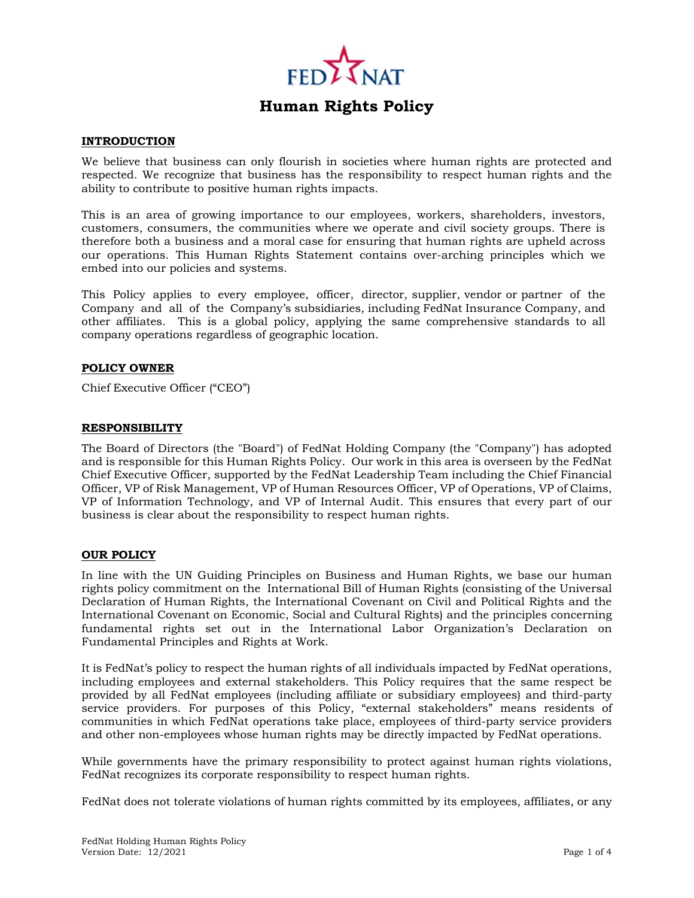# Human Rights Policy

## INTRODUCTION

We believe that business can only flourish in societies where human rights are protected and respected. We recognize that business has the responsibility to respect human rights and the ability to contribute to positive human rights impacts.

This is an area of growing importance to our employees, workers, shareholders, investors, customers, consumers, the communities where we operate and civil society groups. There is therefore both a business and a moral case for ensuring that human rights are upheld across our operations. This Human Rights Statement contains over-arching principles which we embed into our policies and systems.

This Policy applies to every employee, officer, director, supplier, vendor or partner of the Company and all of the Company's subsidiaries, including FedNat Insurance Company, and other affiliates. This is a global policy, applying the same comprehensive standards to all company operations regardless of geographic location.

## POLICY OWNER

Chief Executive Officer ("CEO")

## RESPONSIBILITY

The Board of Directors (the "Board") of FedNat Holding Company (the "Company") has adopted and is responsible for this Human Rights Policy. Our work in this area is overseen by the FedNat Chief Executive Officer, supported by the FedNat Leadership Team including the Chief Financial Officer, VP of Risk Management, VP of Human Resources Officer, VP of Operations, VP of Claims, VP of Information Technology, and VP of Internal Audit. This ensures that every part of our business is clear about the responsibility to respect human rights.

## OUR POLICY

In line with the UN Guiding Principles on Business and Human Rights, we base our human rights policy commitment on the International Bill of Human Rights (consisting of the Universal Declaration of Human Rights, the International Covenant on Civil and Political Rights and the International Covenant on Economic, Social and Cultural Rights) and the principles concerning fundamental rights set out in the International Labor Organization's Declaration on Fundamental Principles and Rights at Work.

It is FedNat's policy to respect the human rights of all individuals impacted by FedNat operations, including employees and external stakeholders. This Policy requires that the same respect be provided by all FedNat employees (including affiliate or subsidiary employees) and third-party service providers. For purposes of this Policy, "external stakeholders" means residents of communities in which FedNat operations take place, employees of third-party service providers and other non-employees whose human rights may be directly impacted by FedNat operations.

While governments have the primary responsibility to protect against human rights violations, FedNat recognizes its corporate responsibility to respect human rights.

FedNat does not tolerate violations of human rights committed by its employees, affiliates, or any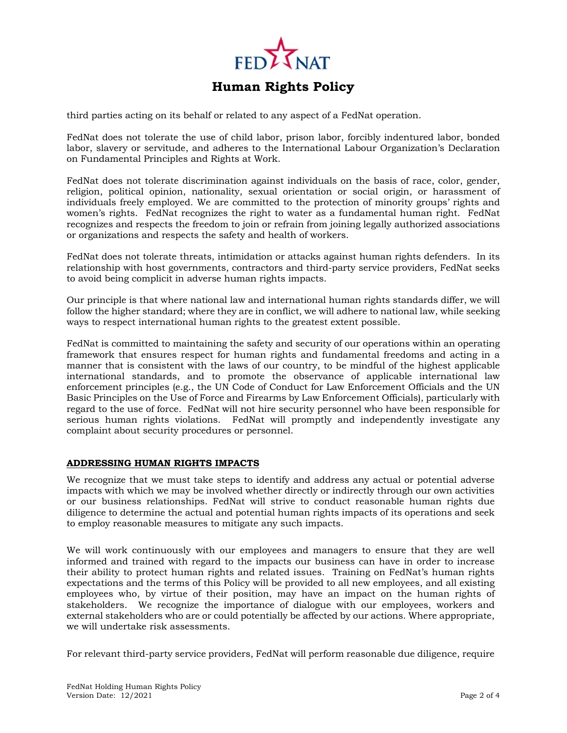third parties acting on its behalf or related to any aspect of a FedNat operation.

FedNat does not tolerate the use of child labor, prison labor, forcibly indentured labor, bonded labor, slavery or servitude, and adheres to the International Labour Organization's Declaration on Fundamental Principles and Rights at Work.

FedNat does not tolerate discrimination against individuals on the basis of race, color, gender, religion, political opinion, nationality, sexual orientation or social origin, or harassment of individuals freely employed. We are committed to the protection of minority groups' rights and women's rights. FedNat recognizes the right to water as a fundamental human right. FedNat recognizes and respects the freedom to join or refrain from joining legally authorized associations or organizations and respects the safety and health of workers.

FedNat does not tolerate threats, intimidation or attacks against human rights defenders. In its relationship with host governments, contractors and third-party service providers, FedNat seeks to avoid being complicit in adverse human rights impacts.

Our principle is that where national law and international human rights standards differ, we will follow the higher standard; where they are in conflict, we will adhere to national law, while seeking ways to respect international human rights to the greatest extent possible.

FedNat is committed to maintaining the safety and security of our operations within an operating framework that ensures respect for human rights and fundamental freedoms and acting in a manner that is consistent with the laws of our country, to be mindful of the highest applicable international standards, and to promote the observance of applicable international law enforcement principles (e.g., the UN Code of Conduct for Law Enforcement Officials and the UN Basic Principles on the Use of Force and Firearms by Law Enforcement Officials), particularly with regard to the use of force. FedNat will not hire security personnel who have been responsible for serious human rights violations. FedNat will promptly and independently investigate any complaint about security procedures or personnel.

## ADDRESSING HUMAN RIGHTS IMPACTS

We recognize that we must take steps to identify and address any actual or potential adverse impacts with which we may be involved whether directly or indirectly through our own activities or our business relationships. FedNat will strive to conduct reasonable human rights due diligence to determine the actual and potential human rights impacts of its operations and seek to employ reasonable measures to mitigate any such impacts.

We will work continuously with our employees and managers to ensure that they are well informed and trained with regard to the impacts our business can have in order to increase their ability to protect human rights and related issues. Training on FedNat's human rights expectations and the terms of this Policy will be provided to all new employees, and all existing employees who, by virtue of their position, may have an impact on the human rights of stakeholders. We recognize the importance of dialogue with our employees, workers and external stakeholders who are or could potentially be affected by our actions. Where appropriate, we will undertake risk assessments.

For relevant third-party service providers, FedNat will perform reasonable due diligence, require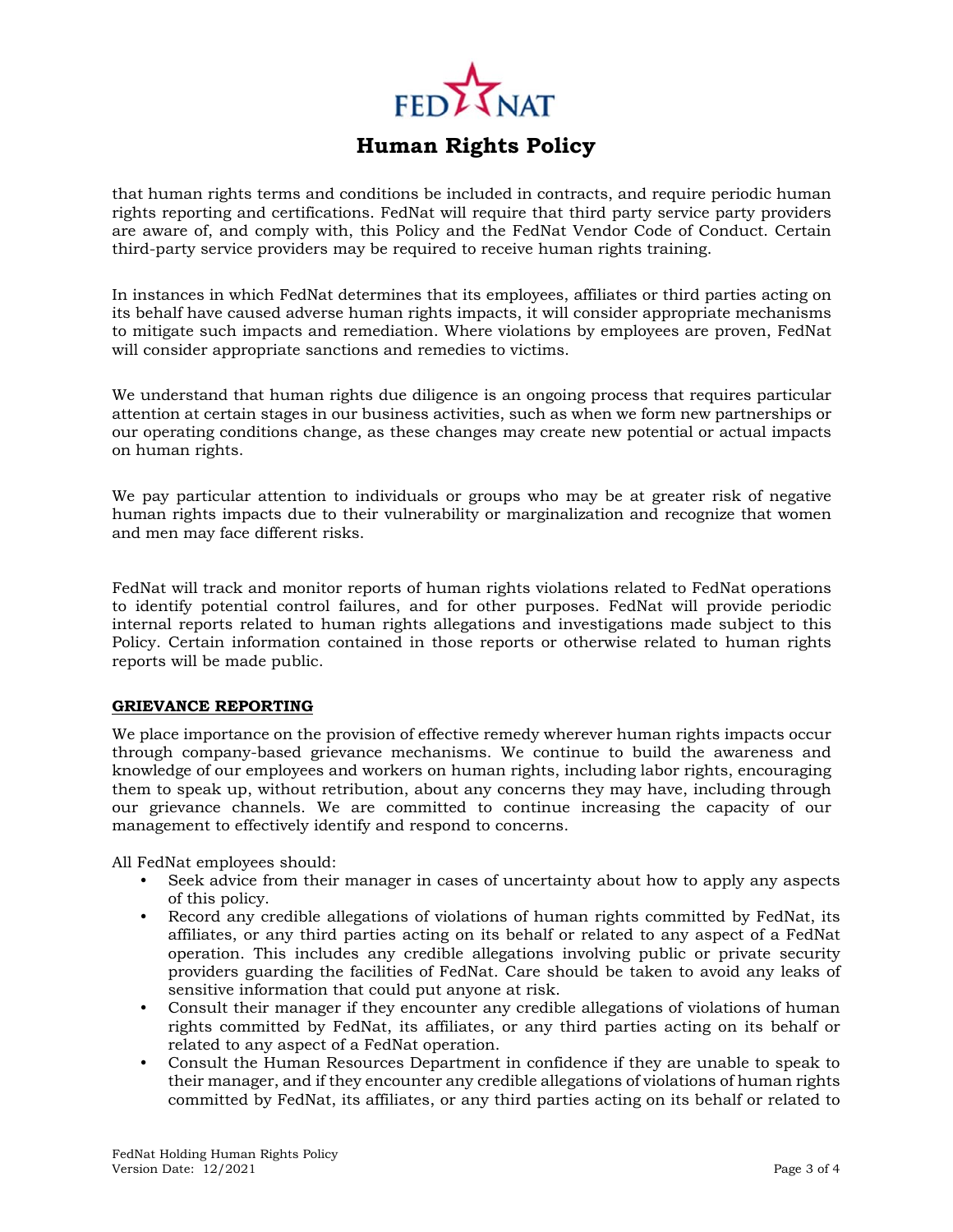that human rights terms and conditions be included in contracts, and require periodic human rights reporting and certifications. FedNat will require that third party service party providers are aware of, and comply with, this Policy and the FedNat Vendor Code of Conduct. Certain third-party service providers may be required to receive human rights training.

In instances in which FedNat determines that its employees, affiliates or third parties acting on its behalf have caused adverse human rights impacts, it will consider appropriate mechanisms to mitigate such impacts and remediation. Where violations by employees are proven, FedNat will consider appropriate sanctions and remedies to victims.

We understand that human rights due diligence is an ongoing process that requires particular attention at certain stages in our business activities, such as when we form new partnerships or our operating conditions change, as these changes may create new potential or actual impacts on human rights.

We pay particular attention to individuals or groups who may be at greater risk of negative human rights impacts due to their vulnerability or marginalization and recognize that women and men may face different risks.

FedNat will track and monitor reports of human rights violations related to FedNat operations to identify potential control failures, and for other purposes. FedNat will provide periodic internal reports related to human rights allegations and investigations made subject to this Policy. Certain information contained in those reports or otherwise related to human rights reports will be made public.

## GRIEVANCE REPORTING

We place importance on the provision of effective remedy wherever human rights impacts occur through company-based grievance mechanisms. We continue to build the awareness and knowledge of our employees and workers on human rights, including labor rights, encouraging them to speak up, without retribution, about any concerns they may have, including through our grievance channels. We are committed to continue increasing the capacity of our management to effectively identify and respond to concerns.

All FedNat employees should:

- Seek advice from their manager in cases of uncertainty about how to apply any aspects of this policy.
- Record any credible allegations of violations of human rights committed by FedNat, its affiliates, or any third parties acting on its behalf or related to any aspect of a FedNat operation. This includes any credible allegations involving public or private security providers guarding the facilities of FedNat. Care should be taken to avoid any leaks of sensitive information that could put anyone at risk.
- Consult their manager if they encounter any credible allegations of violations of human rights committed by FedNat, its affiliates, or any third parties acting on its behalf or related to any aspect of a FedNat operation.
- Consult the Human Resources Department in confidence if they are unable to speak to their manager, and if they encounter any credible allegations of violations of human rights committed by FedNat, its affiliates, or any third parties acting on its behalf or related to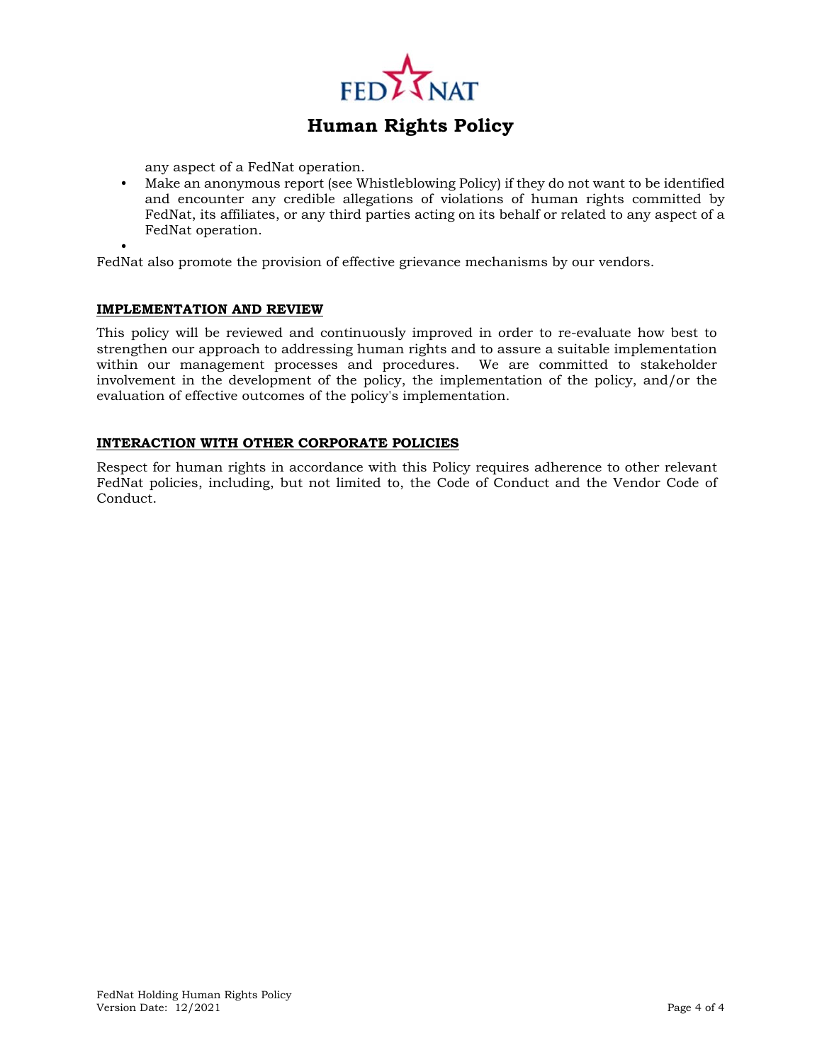any aspect of a FedNat operation.

- Make an anonymous report (see Whistleblowing Policy) if they do not want to be identified and encounter any credible allegations of violations of human rights committed by FedNat, its affiliates, or any third parties acting on its behalf or related to any aspect of a FedNat operation.

FedNat also promote the provision of effective grievance mechanisms by our vendors.

## IMPLEMENTATION AND REVIEW

This policy will be reviewed and continuously improved in order to re-evaluate how best to strengthen our approach to addressing human rights and to assure a suitable implementation within our management processes and procedures. We are committed to stakeholder involvement in the development of the policy, the implementation of the policy, and/or the evaluation of effective outcomes of the policy's implementation.

## INTERACTION WITH OTHER CORPORATE POLICIES

Respect for human rights in accordance with this Policy requires adherence to other relevant FedNat policies, including, but not limited to, the Code of Conduct and the Vendor Code of Conduct.